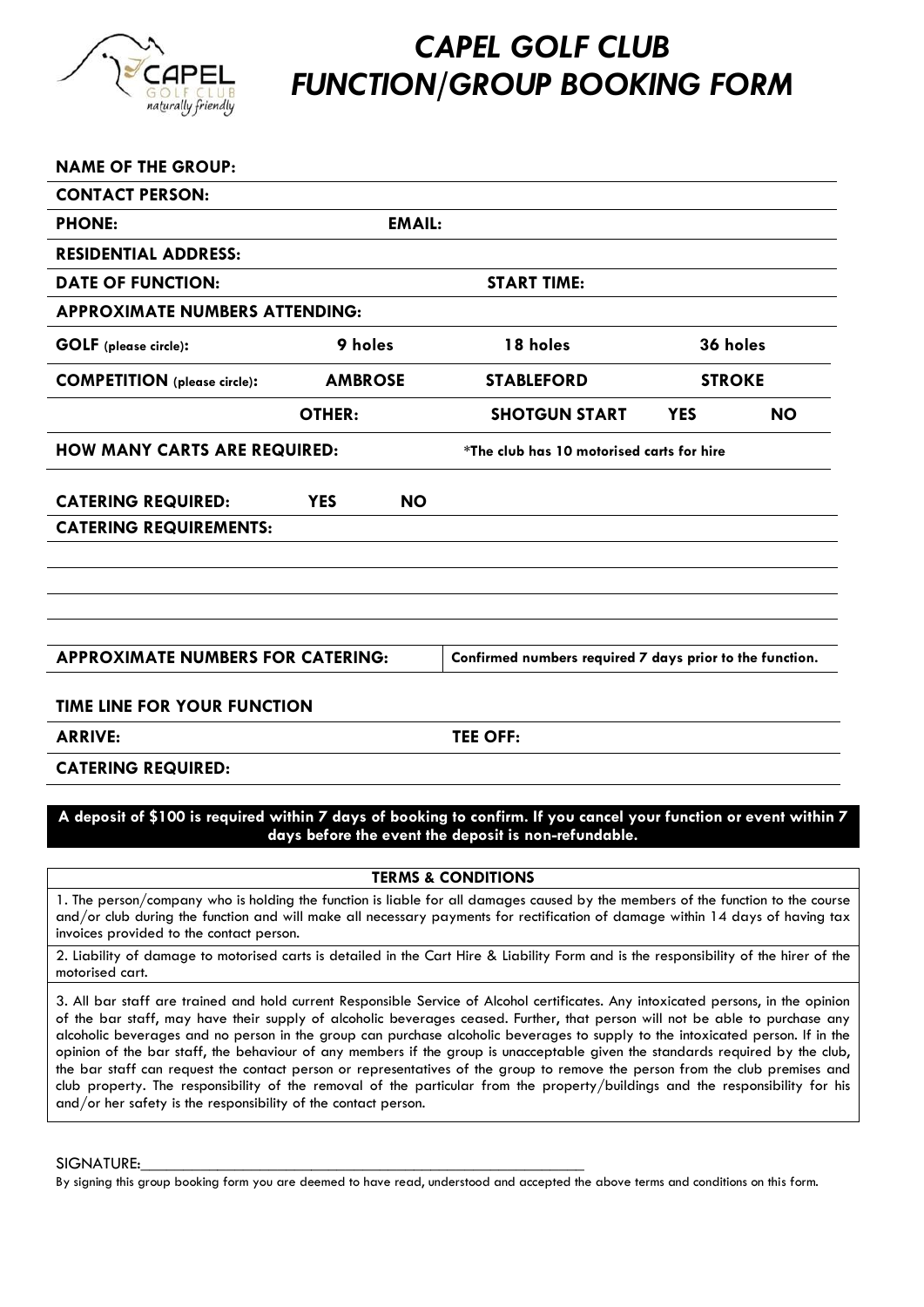# CAPEL GOLF CLUB FUNCTION/GROUP BOOKING FORM

**NAME OF THE GROUP:**

**CONTACT PERSON:**

**PHONE:** **EMAIL:**

**RESIDENTIAL ADDRESS:**

**DATE OF FUNCTION:** **START TIME:**

**APPROXIMATE NUMBERS ATTENDING:**

| | | | | |
|---|---|---|---|---|
| **GOLF** (please circle): | **9 holes** | **18 holes** | **36 holes** | |
| **COMPETITION** (please circle): | **AMBROSE** | **STABLEFORD** | **STROKE** | |
| | **OTHER:** | **SHOTGUN START** | **YES** | **NO** |

**HOW MANY CARTS ARE REQUIRED:** *The club has 10 motorised carts for hire

**CATERING REQUIRED:** **YES** **NO**

**CATERING REQUIREMENTS:**

**APPROXIMATE NUMBERS FOR CATERING:** **Confirmed numbers required 7 days prior to the function.**

**TIME LINE FOR YOUR FUNCTION**

**ARRIVE:** **TEE OFF:**

**CATERING REQUIRED:**

**A deposit of $100 is required within 7 days of booking to confirm. If you cancel your function or event within 7 days before the event the deposit is non-refundable.**

**TERMS & CONDITIONS**

1. The person/company who is holding the function is liable for all damages caused by the members of the function to the course and/or club during the function and will make all necessary payments for rectification of damage within 14 days of having tax invoices provided to the contact person.

2. Liability of damage to motorised carts is detailed in the Cart Hire & Liability Form and is the responsibility of the hirer of the motorised cart.

3. All bar staff are trained and hold current Responsible Service of Alcohol certificates. Any intoxicated persons, in the opinion of the bar staff, may have their supply of alcoholic beverages ceased. Further, that person will not be able to purchase any alcoholic beverages and no person in the group can purchase alcoholic beverages to supply to the intoxicated person. If in the opinion of the bar staff, the behaviour of any members if the group is unacceptable given the standards required by the club, the bar staff can request the contact person or representatives of the group to remove the person from the club premises and club property. The responsibility of the removal of the particular from the property/buildings and the responsibility for his and/or her safety is the responsibility of the contact person.

SIGNATURE:_______________________________________________________

By signing this group booking form you are deemed to have read, understood and accepted the above terms and conditions on this form.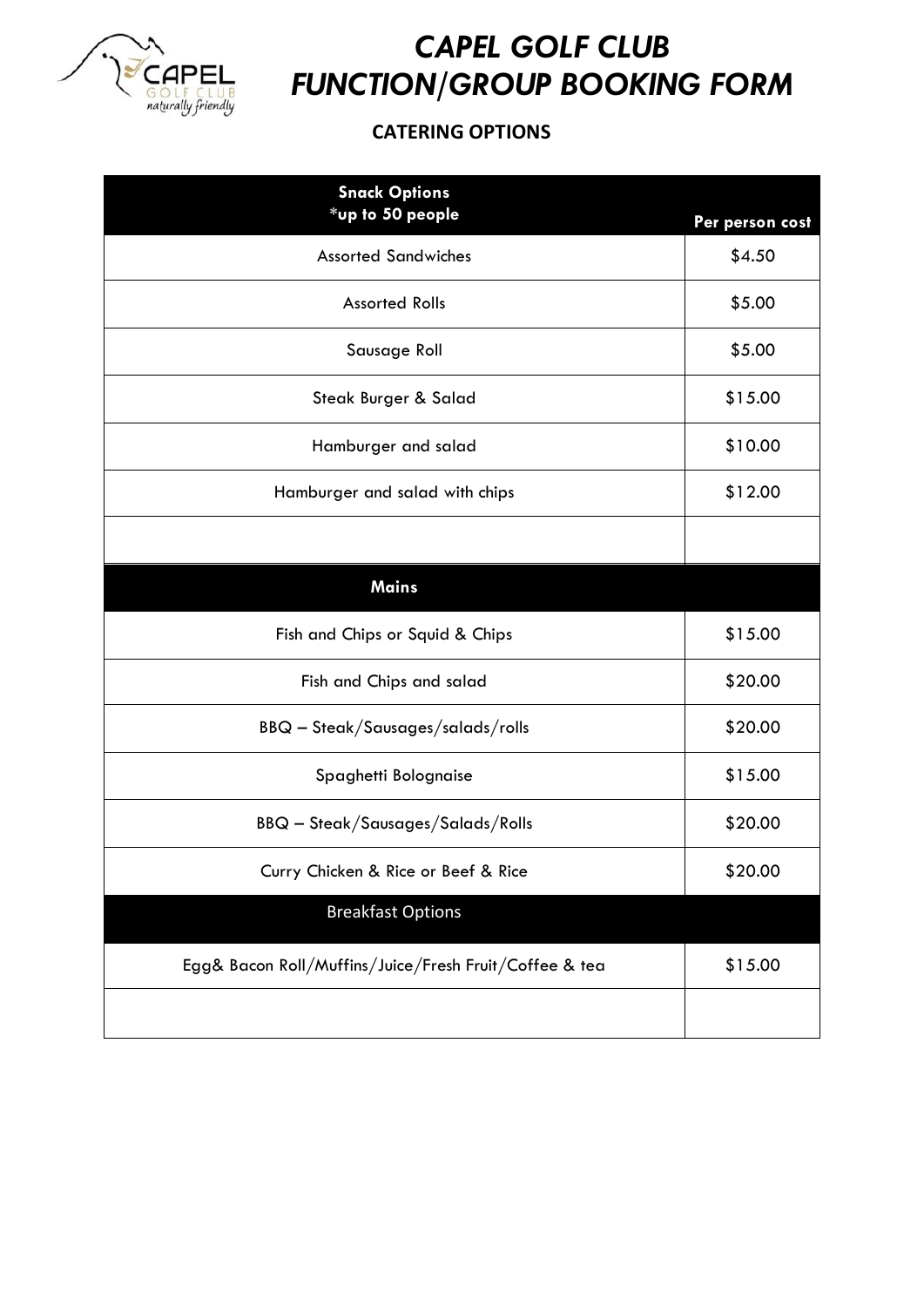# CAPEL GOLF CLUB
# FUNCTION/GROUP BOOKING FORM

## CATERING OPTIONS

| **Snack Options** **\*up to 50 people** | **Per person cost** |
|---|---|
| Assorted Sandwiches | $4.50 |
| Assorted Rolls | $5.00 |
| Sausage Roll | $5.00 |
| Steak Burger & Salad | $15.00 |
| Hamburger and salad | $10.00 |
| Hamburger and salad with chips | $12.00 |
| | |
| **Mains** | |
| Fish and Chips or Squid & Chips | $15.00 |
| Fish and Chips and salad | $20.00 |
| BBQ – Steak/Sausages/salads/rolls | $20.00 |
| Spaghetti Bolognaise | $15.00 |
| BBQ – Steak/Sausages/Salads/Rolls | $20.00 |
| Curry Chicken & Rice or Beef & Rice | $20.00 |
| Breakfast Options | |
| Egg& Bacon Roll/Muffins/Juice/Fresh Fruit/Coffee & tea | $15.00 |
| | |